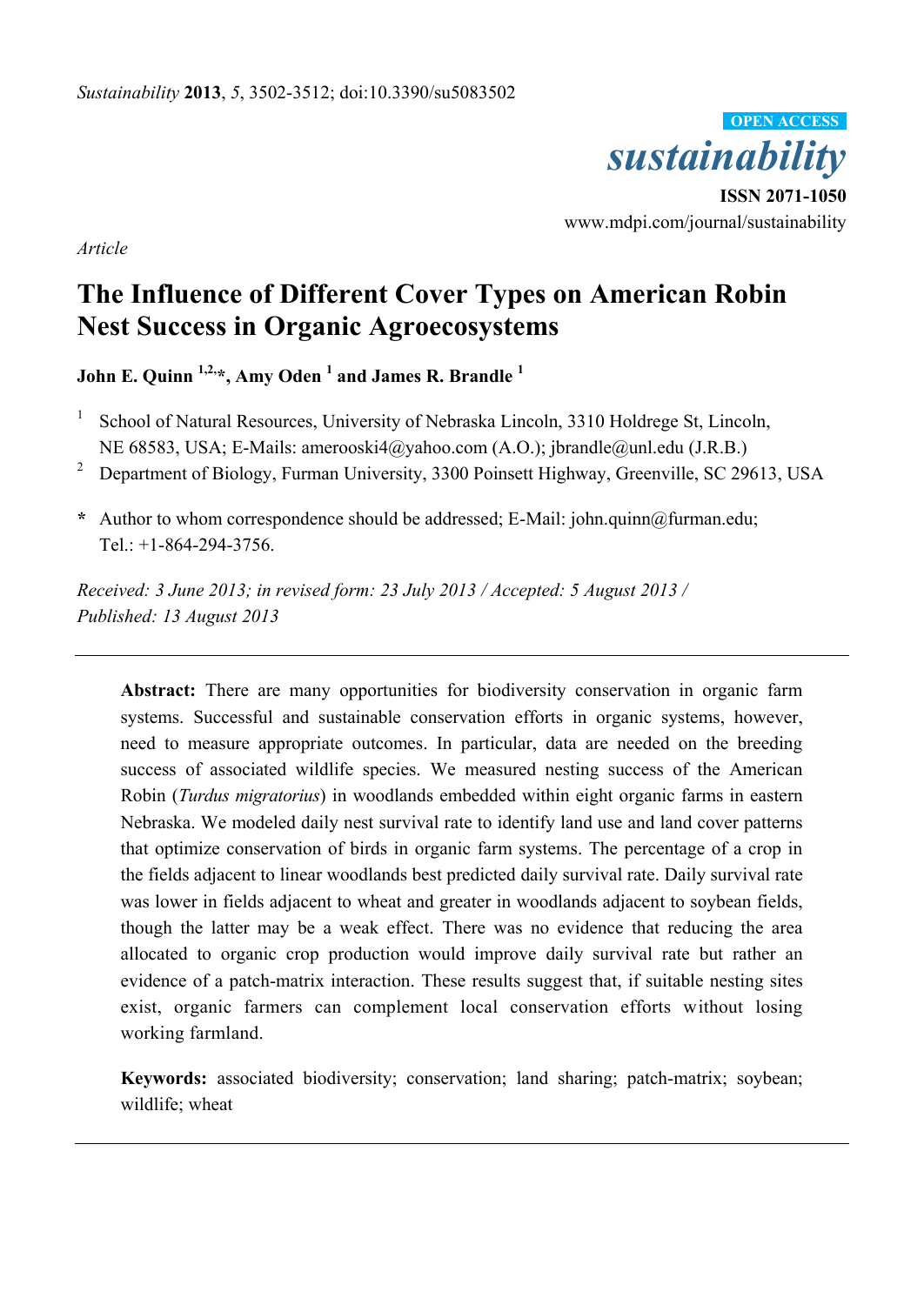*Article*

# The Influence of Different Cover Types on American Robin Nest Success in Organic Agroecosystems

**John E. Quinn [1,2,*], Amy Oden [1] and James R. Brandle [1]**

[1] School of Natural Resources, University of Nebraska Lincoln, 3310 Holdrege St, Lincoln, NE 68583, USA; E-Mails: amerooski4@yahoo.com (A.O.); jbrandle@unl.edu (J.R.B.)

[2] Department of Biology, Furman University, 3300 Poinsett Highway, Greenville, SC 29613, USA

\* Author to whom correspondence should be addressed; E-Mail: john.quinn@furman.edu; Tel.: +1-864-294-3756.

*Received: 3 June 2013; in revised form: 23 July 2013 / Accepted: 5 August 2013 / Published: 13 August 2013*

---

**Abstract:** There are many opportunities for biodiversity conservation in organic farm systems. Successful and sustainable conservation efforts in organic systems, however, need to measure appropriate outcomes. In particular, data are needed on the breeding success of associated wildlife species. We measured nesting success of the American Robin (*Turdus migratorius*) in woodlands embedded within eight organic farms in eastern Nebraska. We modeled daily nest survival rate to identify land use and land cover patterns that optimize conservation of birds in organic farm systems. The percentage of a crop in the fields adjacent to linear woodlands best predicted daily survival rate. Daily survival rate was lower in fields adjacent to wheat and greater in woodlands adjacent to soybean fields, though the latter may be a weak effect. There was no evidence that reducing the area allocated to organic crop production would improve daily survival rate but rather an evidence of a patch-matrix interaction. These results suggest that, if suitable nesting sites exist, organic farmers can complement local conservation efforts without losing working farmland.

**Keywords:** associated biodiversity; conservation; land sharing; patch-matrix; soybean; wildlife; wheat

---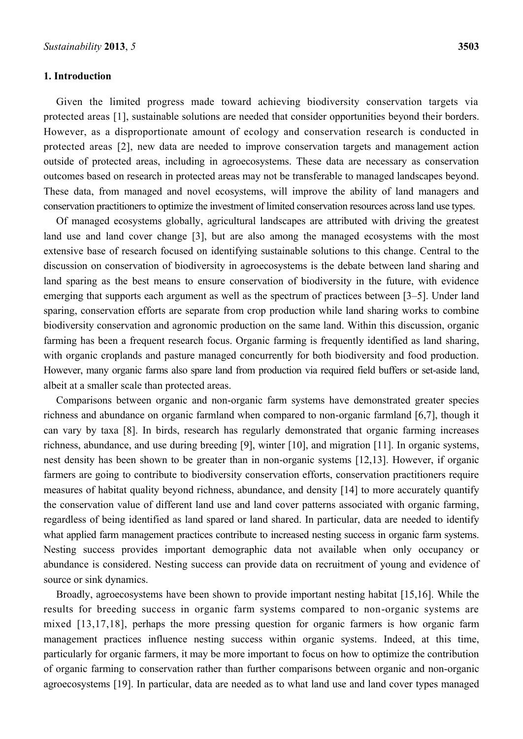## 1. Introduction

Given the limited progress made toward achieving biodiversity conservation targets via protected areas [1], sustainable solutions are needed that consider opportunities beyond their borders. However, as a disproportionate amount of ecology and conservation research is conducted in protected areas [2], new data are needed to improve conservation targets and management action outside of protected areas, including in agroecosystems. These data are necessary as conservation outcomes based on research in protected areas may not be transferable to managed landscapes beyond. These data, from managed and novel ecosystems, will improve the ability of land managers and conservation practitioners to optimize the investment of limited conservation resources across land use types.

Of managed ecosystems globally, agricultural landscapes are attributed with driving the greatest land use and land cover change [3], but are also among the managed ecosystems with the most extensive base of research focused on identifying sustainable solutions to this change. Central to the discussion on conservation of biodiversity in agroecosystems is the debate between land sharing and land sparing as the best means to ensure conservation of biodiversity in the future, with evidence emerging that supports each argument as well as the spectrum of practices between [3–5]. Under land sparing, conservation efforts are separate from crop production while land sharing works to combine biodiversity conservation and agronomic production on the same land. Within this discussion, organic farming has been a frequent research focus. Organic farming is frequently identified as land sharing, with organic croplands and pasture managed concurrently for both biodiversity and food production. However, many organic farms also spare land from production via required field buffers or set-aside land, albeit at a smaller scale than protected areas.

Comparisons between organic and non-organic farm systems have demonstrated greater species richness and abundance on organic farmland when compared to non-organic farmland [6,7], though it can vary by taxa [8]. In birds, research has regularly demonstrated that organic farming increases richness, abundance, and use during breeding [9], winter [10], and migration [11]. In organic systems, nest density has been shown to be greater than in non-organic systems [12,13]. However, if organic farmers are going to contribute to biodiversity conservation efforts, conservation practitioners require measures of habitat quality beyond richness, abundance, and density [14] to more accurately quantify the conservation value of different land use and land cover patterns associated with organic farming, regardless of being identified as land spared or land shared. In particular, data are needed to identify what applied farm management practices contribute to increased nesting success in organic farm systems. Nesting success provides important demographic data not available when only occupancy or abundance is considered. Nesting success can provide data on recruitment of young and evidence of source or sink dynamics.

Broadly, agroecosystems have been shown to provide important nesting habitat [15,16]. While the results for breeding success in organic farm systems compared to non-organic systems are mixed [13,17,18], perhaps the more pressing question for organic farmers is how organic farm management practices influence nesting success within organic systems. Indeed, at this time, particularly for organic farmers, it may be more important to focus on how to optimize the contribution of organic farming to conservation rather than further comparisons between organic and non-organic agroecosystems [19]. In particular, data are needed as to what land use and land cover types managed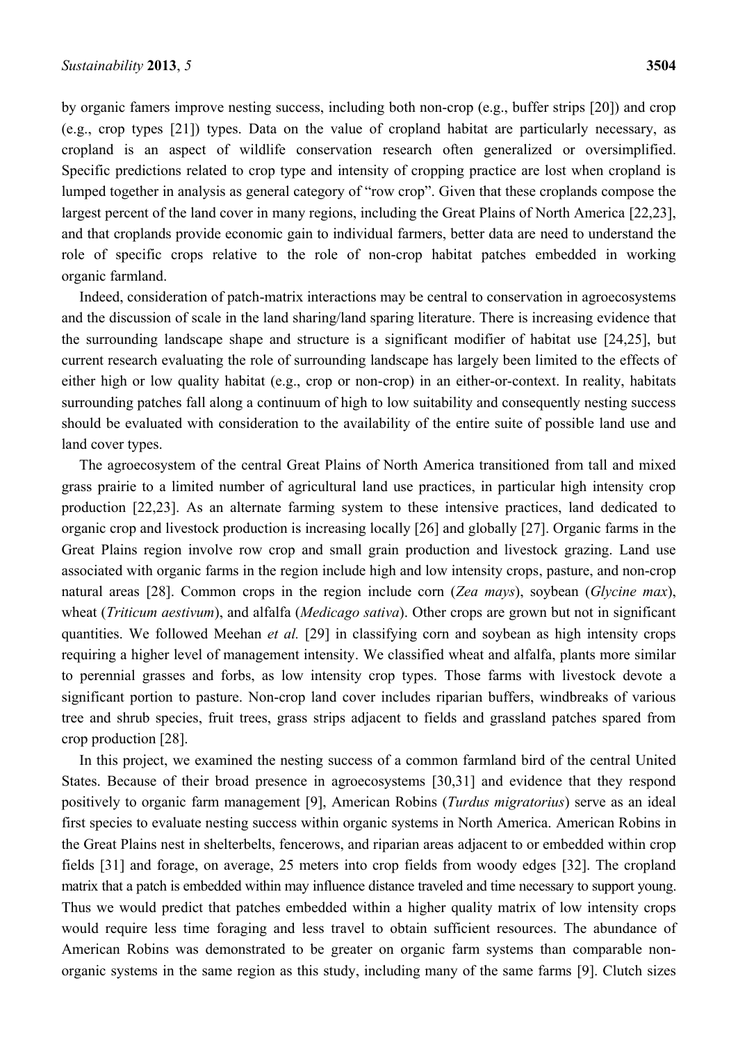by organic famers improve nesting success, including both non-crop (e.g., buffer strips [20]) and crop (e.g., crop types [21]) types. Data on the value of cropland habitat are particularly necessary, as cropland is an aspect of wildlife conservation research often generalized or oversimplified. Specific predictions related to crop type and intensity of cropping practice are lost when cropland is lumped together in analysis as general category of "row crop". Given that these croplands compose the largest percent of the land cover in many regions, including the Great Plains of North America [22,23], and that croplands provide economic gain to individual farmers, better data are need to understand the role of specific crops relative to the role of non-crop habitat patches embedded in working organic farmland.

Indeed, consideration of patch-matrix interactions may be central to conservation in agroecosystems and the discussion of scale in the land sharing/land sparing literature. There is increasing evidence that the surrounding landscape shape and structure is a significant modifier of habitat use [24,25], but current research evaluating the role of surrounding landscape has largely been limited to the effects of either high or low quality habitat (e.g., crop or non-crop) in an either-or-context. In reality, habitats surrounding patches fall along a continuum of high to low suitability and consequently nesting success should be evaluated with consideration to the availability of the entire suite of possible land use and land cover types.

The agroecosystem of the central Great Plains of North America transitioned from tall and mixed grass prairie to a limited number of agricultural land use practices, in particular high intensity crop production [22,23]. As an alternate farming system to these intensive practices, land dedicated to organic crop and livestock production is increasing locally [26] and globally [27]. Organic farms in the Great Plains region involve row crop and small grain production and livestock grazing. Land use associated with organic farms in the region include high and low intensity crops, pasture, and non-crop natural areas [28]. Common crops in the region include corn (*Zea mays*), soybean (*Glycine max*), wheat (*Triticum aestivum*), and alfalfa (*Medicago sativa*). Other crops are grown but not in significant quantities. We followed Meehan *et al.* [29] in classifying corn and soybean as high intensity crops requiring a higher level of management intensity. We classified wheat and alfalfa, plants more similar to perennial grasses and forbs, as low intensity crop types. Those farms with livestock devote a significant portion to pasture. Non-crop land cover includes riparian buffers, windbreaks of various tree and shrub species, fruit trees, grass strips adjacent to fields and grassland patches spared from crop production [28].

In this project, we examined the nesting success of a common farmland bird of the central United States. Because of their broad presence in agroecosystems [30,31] and evidence that they respond positively to organic farm management [9], American Robins (*Turdus migratorius*) serve as an ideal first species to evaluate nesting success within organic systems in North America. American Robins in the Great Plains nest in shelterbelts, fencerows, and riparian areas adjacent to or embedded within crop fields [31] and forage, on average, 25 meters into crop fields from woody edges [32]. The cropland matrix that a patch is embedded within may influence distance traveled and time necessary to support young. Thus we would predict that patches embedded within a higher quality matrix of low intensity crops would require less time foraging and less travel to obtain sufficient resources. The abundance of American Robins was demonstrated to be greater on organic farm systems than comparable non-organic systems in the same region as this study, including many of the same farms [9]. Clutch sizes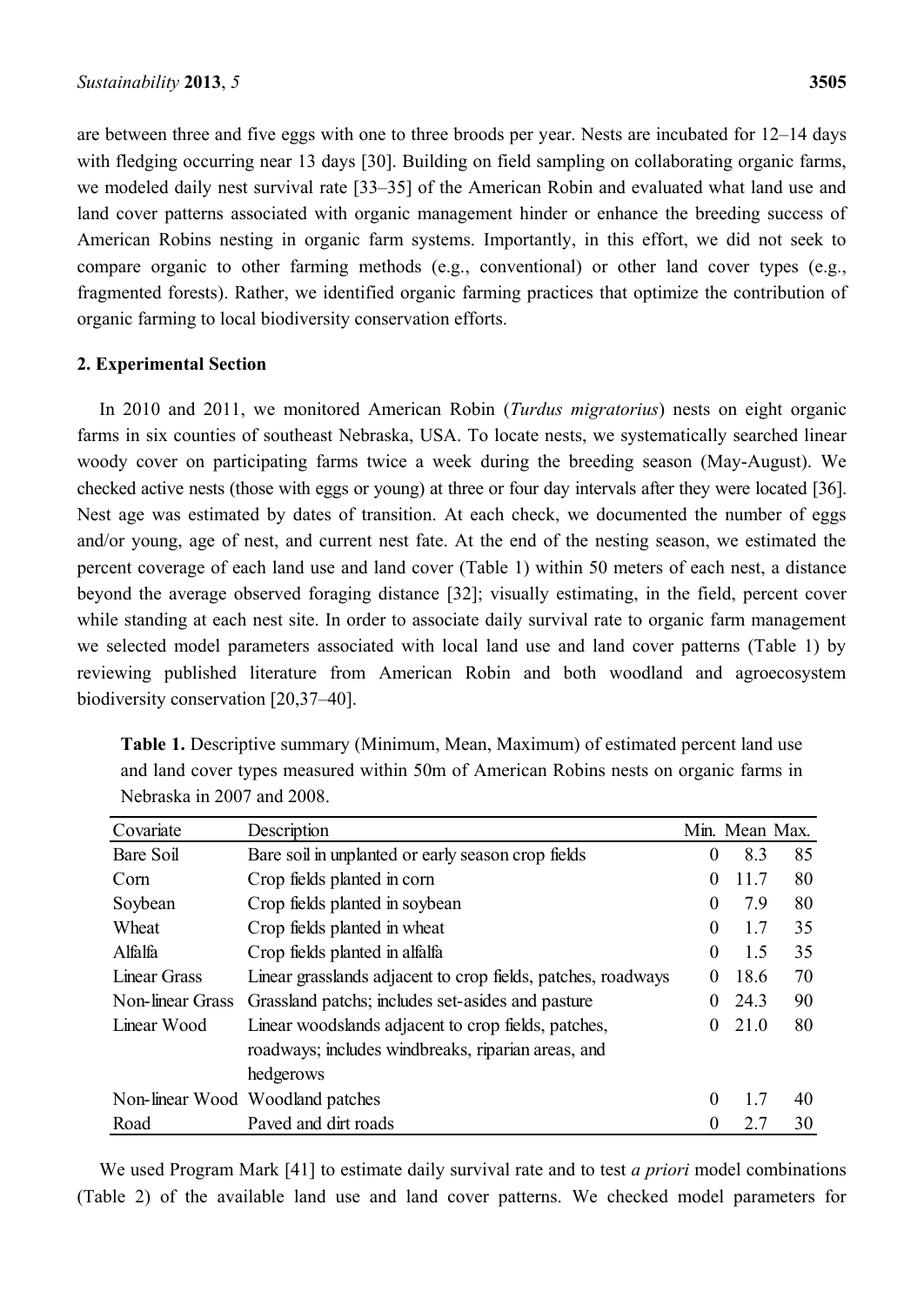are between three and five eggs with one to three broods per year. Nests are incubated for 12–14 days with fledging occurring near 13 days [30]. Building on field sampling on collaborating organic farms, we modeled daily nest survival rate [33–35] of the American Robin and evaluated what land use and land cover patterns associated with organic management hinder or enhance the breeding success of American Robins nesting in organic farm systems. Importantly, in this effort, we did not seek to compare organic to other farming methods (e.g., conventional) or other land cover types (e.g., fragmented forests). Rather, we identified organic farming practices that optimize the contribution of organic farming to local biodiversity conservation efforts.

## 2. Experimental Section

In 2010 and 2011, we monitored American Robin (*Turdus migratorius*) nests on eight organic farms in six counties of southeast Nebraska, USA. To locate nests, we systematically searched linear woody cover on participating farms twice a week during the breeding season (May-August). We checked active nests (those with eggs or young) at three or four day intervals after they were located [36]. Nest age was estimated by dates of transition. At each check, we documented the number of eggs and/or young, age of nest, and current nest fate. At the end of the nesting season, we estimated the percent coverage of each land use and land cover (Table 1) within 50 meters of each nest, a distance beyond the average observed foraging distance [32]; visually estimating, in the field, percent cover while standing at each nest site. In order to associate daily survival rate to organic farm management we selected model parameters associated with local land use and land cover patterns (Table 1) by reviewing published literature from American Robin and both woodland and agroecosystem biodiversity conservation [20,37–40].

**Table 1.** Descriptive summary (Minimum, Mean, Maximum) of estimated percent land use and land cover types measured within 50m of American Robins nests on organic farms in Nebraska in 2007 and 2008.

| Covariate | Description | Min. | Mean | Max. |
|---|---|---|---|---|
| Bare Soil | Bare soil in unplanted or early season crop fields | 0 | 8.3 | 85 |
| Corn | Crop fields planted in corn | 0 | 11.7 | 80 |
| Soybean | Crop fields planted in soybean | 0 | 7.9 | 80 |
| Wheat | Crop fields planted in wheat | 0 | 1.7 | 35 |
| Alfalfa | Crop fields planted in alfalfa | 0 | 1.5 | 35 |
| Linear Grass | Linear grasslands adjacent to crop fields, patches, roadways | 0 | 18.6 | 70 |
| Non-linear Grass | Grassland patchs; includes set-asides and pasture | 0 | 24.3 | 90 |
| Linear Wood | Linear woodslands adjacent to crop fields, patches, roadways; includes windbreaks, riparian areas, and hedgerows | 0 | 21.0 | 80 |
| Non-linear Wood | Woodland patches | 0 | 1.7 | 40 |
| Road | Paved and dirt roads | 0 | 2.7 | 30 |

We used Program Mark [41] to estimate daily survival rate and to test *a priori* model combinations (Table 2) of the available land use and land cover patterns. We checked model parameters for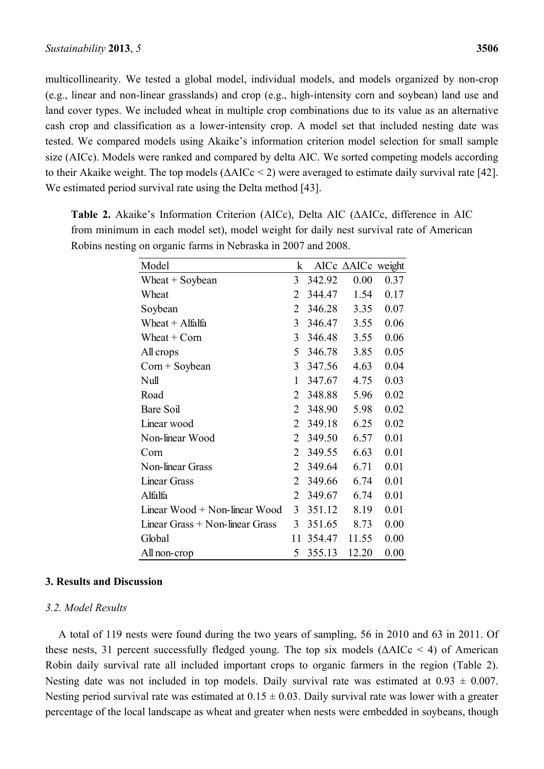multicollinearity. We tested a global model, individual models, and models organized by non-crop (e.g., linear and non-linear grasslands) and crop (e.g., high-intensity corn and soybean) land use and land cover types. We included wheat in multiple crop combinations due to its value as an alternative cash crop and classification as a lower-intensity crop. A model set that included nesting date was tested. We compared models using Akaike's information criterion model selection for small sample size (AICc). Models were ranked and compared by delta AIC. We sorted competing models according to their Akaike weight. The top models (ΔAICc < 2) were averaged to estimate daily survival rate [42]. We estimated period survival rate using the Delta method [43].

**Table 2.** Akaike's Information Criterion (AICc), Delta AIC (ΔAICc, difference in AIC from minimum in each model set), model weight for daily nest survival rate of American Robins nesting on organic farms in Nebraska in 2007 and 2008.

| Model | k | AICc | ΔAICc | weight |
|---|---|---|---|---|
| Wheat + Soybean | 3 | 342.92 | 0.00 | 0.37 |
| Wheat | 2 | 344.47 | 1.54 | 0.17 |
| Soybean | 2 | 346.28 | 3.35 | 0.07 |
| Wheat + Alfalfa | 3 | 346.47 | 3.55 | 0.06 |
| Wheat + Corn | 3 | 346.48 | 3.55 | 0.06 |
| All crops | 5 | 346.78 | 3.85 | 0.05 |
| Corn + Soybean | 3 | 347.56 | 4.63 | 0.04 |
| Null | 1 | 347.67 | 4.75 | 0.03 |
| Road | 2 | 348.88 | 5.96 | 0.02 |
| Bare Soil | 2 | 348.90 | 5.98 | 0.02 |
| Linear wood | 2 | 349.18 | 6.25 | 0.02 |
| Non-linear Wood | 2 | 349.50 | 6.57 | 0.01 |
| Corn | 2 | 349.55 | 6.63 | 0.01 |
| Non-linear Grass | 2 | 349.64 | 6.71 | 0.01 |
| Linear Grass | 2 | 349.66 | 6.74 | 0.01 |
| Alfalfa | 2 | 349.67 | 6.74 | 0.01 |
| Linear Wood + Non-linear Wood | 3 | 351.12 | 8.19 | 0.01 |
| Linear Grass + Non-linear Grass | 3 | 351.65 | 8.73 | 0.00 |
| Global | 11 | 354.47 | 11.55 | 0.00 |
| All non-crop | 5 | 355.13 | 12.20 | 0.00 |

## 3. Results and Discussion

### *3.2. Model Results*

A total of 119 nests were found during the two years of sampling, 56 in 2010 and 63 in 2011. Of these nests, 31 percent successfully fledged young. The top six models (ΔAICc < 4) of American Robin daily survival rate all included important crops to organic farmers in the region (Table 2). Nesting date was not included in top models. Daily survival rate was estimated at $0.93 \pm 0.007$. Nesting period survival rate was estimated at $0.15 \pm 0.03$. Daily survival rate was lower with a greater percentage of the local landscape as wheat and greater when nests were embedded in soybeans, though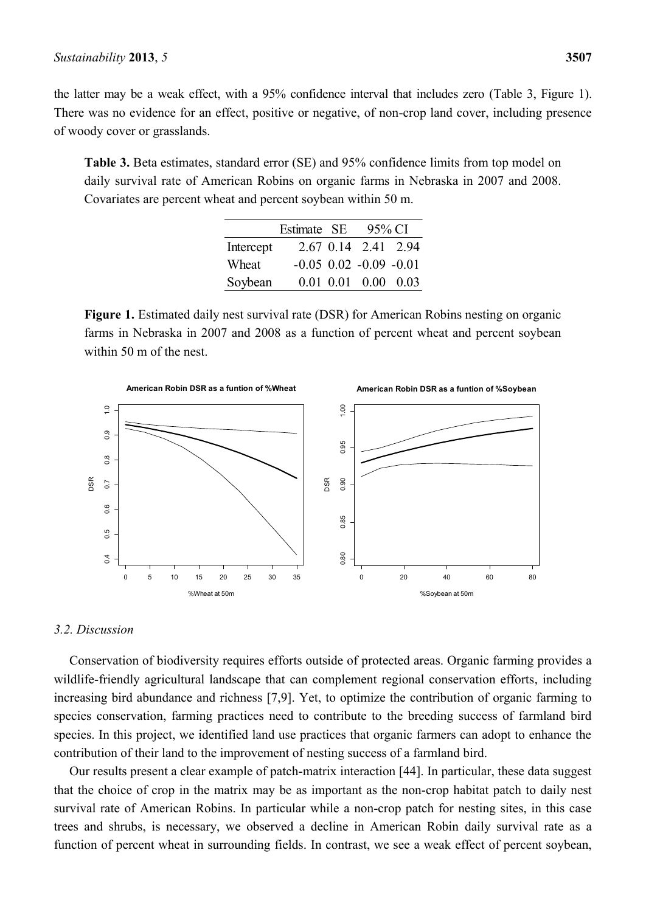the latter may be a weak effect, with a 95% confidence interval that includes zero (Table 3, Figure 1). There was no evidence for an effect, positive or negative, of non-crop land cover, including presence of woody cover or grasslands.

**Table 3.** Beta estimates, standard error (SE) and 95% confidence limits from top model on daily survival rate of American Robins on organic farms in Nebraska in 2007 and 2008. Covariates are percent wheat and percent soybean within 50 m.

| | Estimate | SE | 95% CI | |
|---|---|---|---|---|
| Intercept | 2.67 | 0.14 | 2.41 | 2.94 |
| Wheat | −0.05 | 0.02 | −0.09 | −0.01 |
| Soybean | 0.01 | 0.01 | 0.00 | 0.03 |

**Figure 1.** Estimated daily nest survival rate (DSR) for American Robins nesting on organic farms in Nebraska in 2007 and 2008 as a function of percent wheat and percent soybean within 50 m of the nest.

### 3.2. Discussion

Conservation of biodiversity requires efforts outside of protected areas. Organic farming provides a wildlife-friendly agricultural landscape that can complement regional conservation efforts, including increasing bird abundance and richness [7,9]. Yet, to optimize the contribution of organic farming to species conservation, farming practices need to contribute to the breeding success of farmland bird species. In this project, we identified land use practices that organic farmers can adopt to enhance the contribution of their land to the improvement of nesting success of a farmland bird.

Our results present a clear example of patch-matrix interaction [44]. In particular, these data suggest that the choice of crop in the matrix may be as important as the non-crop habitat patch to daily nest survival rate of American Robins. In particular while a non-crop patch for nesting sites, in this case trees and shrubs, is necessary, we observed a decline in American Robin daily survival rate as a function of percent wheat in surrounding fields. In contrast, we see a weak effect of percent soybean,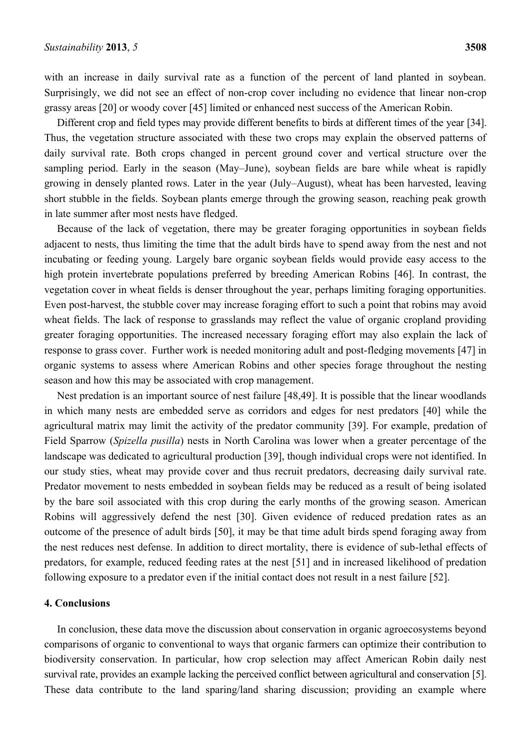with an increase in daily survival rate as a function of the percent of land planted in soybean. Surprisingly, we did not see an effect of non-crop cover including no evidence that linear non-crop grassy areas [20] or woody cover [45] limited or enhanced nest success of the American Robin.

Different crop and field types may provide different benefits to birds at different times of the year [34]. Thus, the vegetation structure associated with these two crops may explain the observed patterns of daily survival rate. Both crops changed in percent ground cover and vertical structure over the sampling period. Early in the season (May–June), soybean fields are bare while wheat is rapidly growing in densely planted rows. Later in the year (July–August), wheat has been harvested, leaving short stubble in the fields. Soybean plants emerge through the growing season, reaching peak growth in late summer after most nests have fledged.

Because of the lack of vegetation, there may be greater foraging opportunities in soybean fields adjacent to nests, thus limiting the time that the adult birds have to spend away from the nest and not incubating or feeding young. Largely bare organic soybean fields would provide easy access to the high protein invertebrate populations preferred by breeding American Robins [46]. In contrast, the vegetation cover in wheat fields is denser throughout the year, perhaps limiting foraging opportunities. Even post-harvest, the stubble cover may increase foraging effort to such a point that robins may avoid wheat fields. The lack of response to grasslands may reflect the value of organic cropland providing greater foraging opportunities. The increased necessary foraging effort may also explain the lack of response to grass cover. Further work is needed monitoring adult and post-fledging movements [47] in organic systems to assess where American Robins and other species forage throughout the nesting season and how this may be associated with crop management.

Nest predation is an important source of nest failure [48,49]. It is possible that the linear woodlands in which many nests are embedded serve as corridors and edges for nest predators [40] while the agricultural matrix may limit the activity of the predator community [39]. For example, predation of Field Sparrow (*Spizella pusilla*) nests in North Carolina was lower when a greater percentage of the landscape was dedicated to agricultural production [39], though individual crops were not identified. In our study sties, wheat may provide cover and thus recruit predators, decreasing daily survival rate. Predator movement to nests embedded in soybean fields may be reduced as a result of being isolated by the bare soil associated with this crop during the early months of the growing season. American Robins will aggressively defend the nest [30]. Given evidence of reduced predation rates as an outcome of the presence of adult birds [50], it may be that time adult birds spend foraging away from the nest reduces nest defense. In addition to direct mortality, there is evidence of sub-lethal effects of predators, for example, reduced feeding rates at the nest [51] and in increased likelihood of predation following exposure to a predator even if the initial contact does not result in a nest failure [52].

## 4. Conclusions

In conclusion, these data move the discussion about conservation in organic agroecosystems beyond comparisons of organic to conventional to ways that organic farmers can optimize their contribution to biodiversity conservation. In particular, how crop selection may affect American Robin daily nest survival rate, provides an example lacking the perceived conflict between agricultural and conservation [5]. These data contribute to the land sparing/land sharing discussion; providing an example where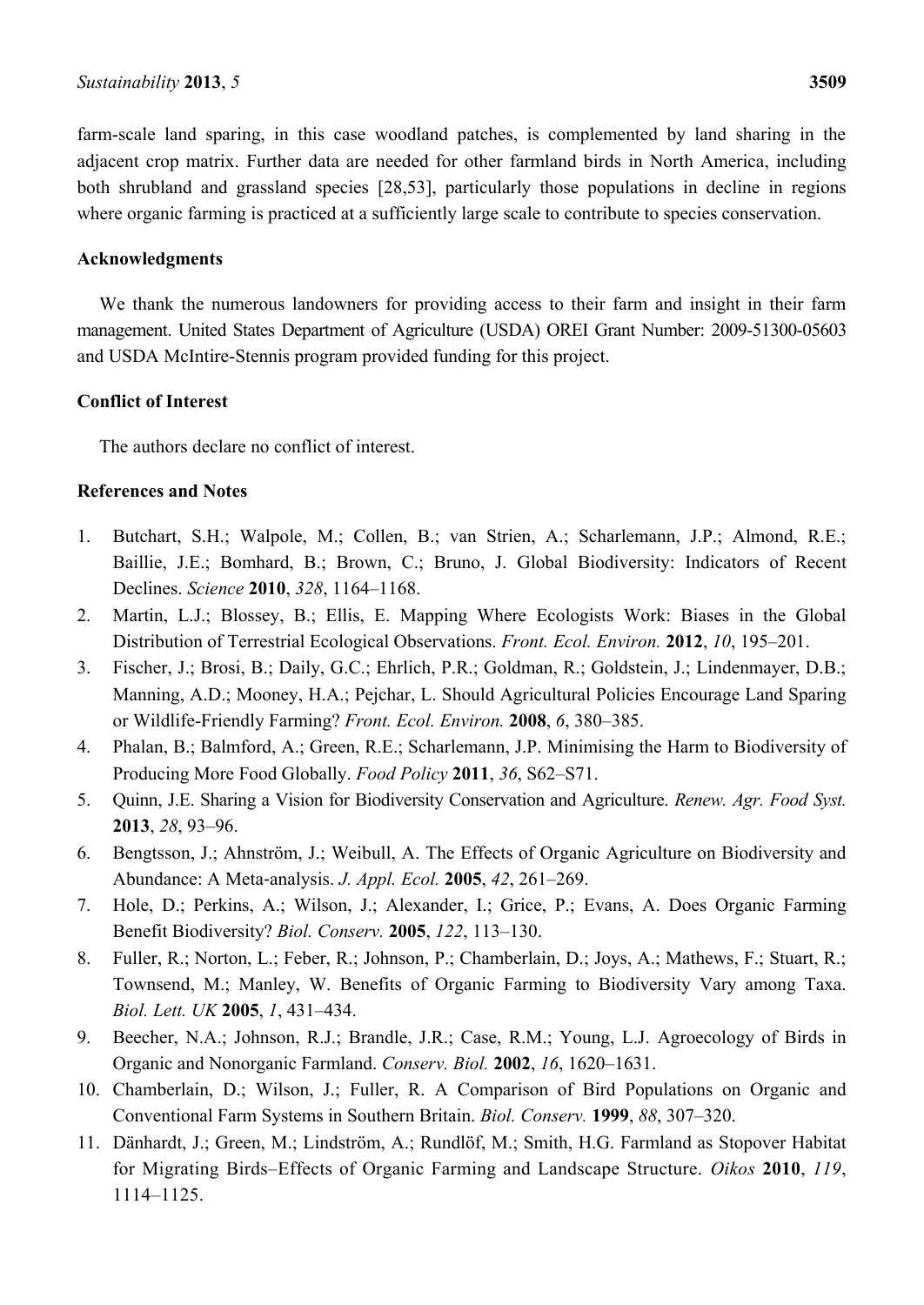farm-scale land sparing, in this case woodland patches, is complemented by land sharing in the adjacent crop matrix. Further data are needed for other farmland birds in North America, including both shrubland and grassland species [28,53], particularly those populations in decline in regions where organic farming is practiced at a sufficiently large scale to contribute to species conservation.

## Acknowledgments

We thank the numerous landowners for providing access to their farm and insight in their farm management. United States Department of Agriculture (USDA) OREI Grant Number: 2009-51300-05603 and USDA McIntire-Stennis program provided funding for this project.

## Conflict of Interest

The authors declare no conflict of interest.

## References and Notes

1. Butchart, S.H.; Walpole, M.; Collen, B.; van Strien, A.; Scharlemann, J.P.; Almond, R.E.; Baillie, J.E.; Bomhard, B.; Brown, C.; Bruno, J. Global Biodiversity: Indicators of Recent Declines. *Science* **2010**, *328*, 1164–1168.
2. Martin, L.J.; Blossey, B.; Ellis, E. Mapping Where Ecologists Work: Biases in the Global Distribution of Terrestrial Ecological Observations. *Front. Ecol. Environ.* **2012**, *10*, 195–201.
3. Fischer, J.; Brosi, B.; Daily, G.C.; Ehrlich, P.R.; Goldman, R.; Goldstein, J.; Lindenmayer, D.B.; Manning, A.D.; Mooney, H.A.; Pejchar, L. Should Agricultural Policies Encourage Land Sparing or Wildlife-Friendly Farming? *Front. Ecol. Environ.* **2008**, *6*, 380–385.
4. Phalan, B.; Balmford, A.; Green, R.E.; Scharlemann, J.P. Minimising the Harm to Biodiversity of Producing More Food Globally. *Food Policy* **2011**, *36*, S62–S71.
5. Quinn, J.E. Sharing a Vision for Biodiversity Conservation and Agriculture. *Renew. Agr. Food Syst.* **2013**, *28*, 93–96.
6. Bengtsson, J.; Ahnström, J.; Weibull, A. The Effects of Organic Agriculture on Biodiversity and Abundance: A Meta-analysis. *J. Appl. Ecol.* **2005**, *42*, 261–269.
7. Hole, D.; Perkins, A.; Wilson, J.; Alexander, I.; Grice, P.; Evans, A. Does Organic Farming Benefit Biodiversity? *Biol. Conserv.* **2005**, *122*, 113–130.
8. Fuller, R.; Norton, L.; Feber, R.; Johnson, P.; Chamberlain, D.; Joys, A.; Mathews, F.; Stuart, R.; Townsend, M.; Manley, W. Benefits of Organic Farming to Biodiversity Vary among Taxa. *Biol. Lett. UK* **2005**, *1*, 431–434.
9. Beecher, N.A.; Johnson, R.J.; Brandle, J.R.; Case, R.M.; Young, L.J. Agroecology of Birds in Organic and Nonorganic Farmland. *Conserv. Biol.* **2002**, *16*, 1620–1631.
10. Chamberlain, D.; Wilson, J.; Fuller, R. A Comparison of Bird Populations on Organic and Conventional Farm Systems in Southern Britain. *Biol. Conserv.* **1999**, *88*, 307–320.
11. Dänhardt, J.; Green, M.; Lindström, A.; Rundlöf, M.; Smith, H.G. Farmland as Stopover Habitat for Migrating Birds–Effects of Organic Farming and Landscape Structure. *Oikos* **2010**, *119*, 1114–1125.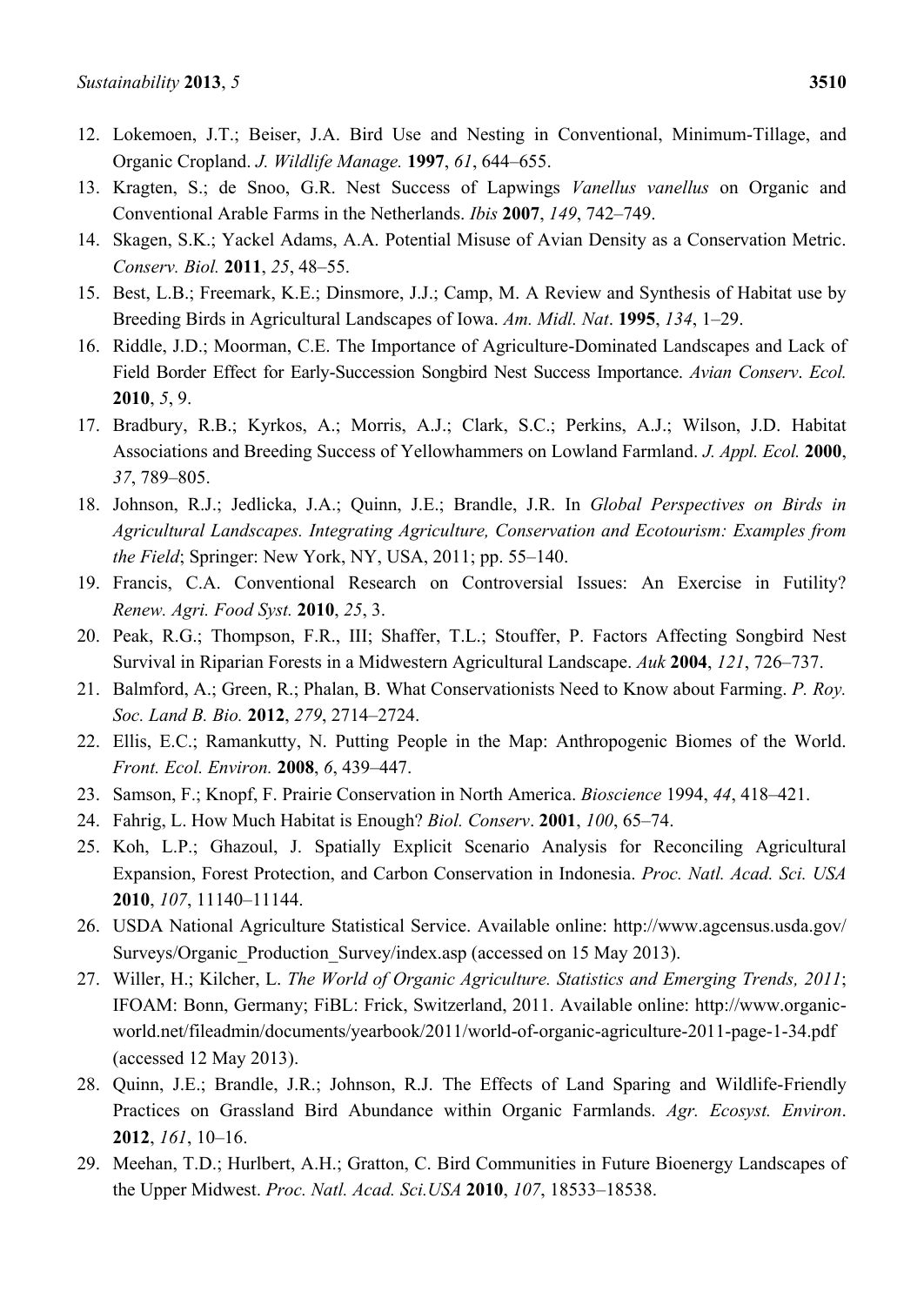12. Lokemoen, J.T.; Beiser, J.A. Bird Use and Nesting in Conventional, Minimum-Tillage, and Organic Cropland. *J. Wildlife Manage.* **1997**, *61*, 644–655.
13. Kragten, S.; de Snoo, G.R. Nest Success of Lapwings *Vanellus vanellus* on Organic and Conventional Arable Farms in the Netherlands. *Ibis* **2007**, *149*, 742–749.
14. Skagen, S.K.; Yackel Adams, A.A. Potential Misuse of Avian Density as a Conservation Metric. *Conserv. Biol.* **2011**, *25*, 48–55.
15. Best, L.B.; Freemark, K.E.; Dinsmore, J.J.; Camp, M. A Review and Synthesis of Habitat use by Breeding Birds in Agricultural Landscapes of Iowa. *Am. Midl. Nat*. **1995**, *134*, 1–29.
16. Riddle, J.D.; Moorman, C.E. The Importance of Agriculture-Dominated Landscapes and Lack of Field Border Effect for Early-Succession Songbird Nest Success Importance. *Avian Conserv*. *Ecol.* **2010**, *5*, 9.
17. Bradbury, R.B.; Kyrkos, A.; Morris, A.J.; Clark, S.C.; Perkins, A.J.; Wilson, J.D. Habitat Associations and Breeding Success of Yellowhammers on Lowland Farmland. *J. Appl. Ecol.* **2000**, *37*, 789–805.
18. Johnson, R.J.; Jedlicka, J.A.; Quinn, J.E.; Brandle, J.R. In *Global Perspectives on Birds in Agricultural Landscapes. Integrating Agriculture, Conservation and Ecotourism: Examples from the Field*; Springer: New York, NY, USA, 2011; pp. 55–140.
19. Francis, C.A. Conventional Research on Controversial Issues: An Exercise in Futility? *Renew. Agri. Food Syst.* **2010**, *25*, 3.
20. Peak, R.G.; Thompson, F.R., III; Shaffer, T.L.; Stouffer, P. Factors Affecting Songbird Nest Survival in Riparian Forests in a Midwestern Agricultural Landscape. *Auk* **2004**, *121*, 726–737.
21. Balmford, A.; Green, R.; Phalan, B. What Conservationists Need to Know about Farming. *P. Roy. Soc. Land B. Bio.* **2012**, *279*, 2714–2724.
22. Ellis, E.C.; Ramankutty, N. Putting People in the Map: Anthropogenic Biomes of the World. *Front. Ecol. Environ.* **2008**, *6*, 439–447.
23. Samson, F.; Knopf, F. Prairie Conservation in North America. *Bioscience* 1994, *44*, 418–421.
24. Fahrig, L. How Much Habitat is Enough? *Biol. Conserv*. **2001**, *100*, 65–74.
25. Koh, L.P.; Ghazoul, J. Spatially Explicit Scenario Analysis for Reconciling Agricultural Expansion, Forest Protection, and Carbon Conservation in Indonesia. *Proc. Natl. Acad. Sci. USA* **2010**, *107*, 11140–11144.
26. USDA National Agriculture Statistical Service. Available online: http://www.agcensus.usda.gov/Surveys/Organic_Production_Survey/index.asp (accessed on 15 May 2013).
27. Willer, H.; Kilcher, L. *The World of Organic Agriculture. Statistics and Emerging Trends, 2011*; IFOAM: Bonn, Germany; FiBL: Frick, Switzerland, 2011. Available online: http://www.organic-world.net/fileadmin/documents/yearbook/2011/world-of-organic-agriculture-2011-page-1-34.pdf (accessed 12 May 2013).
28. Quinn, J.E.; Brandle, J.R.; Johnson, R.J. The Effects of Land Sparing and Wildlife-Friendly Practices on Grassland Bird Abundance within Organic Farmlands. *Agr. Ecosyst. Environ*. **2012**, *161*, 10–16.
29. Meehan, T.D.; Hurlbert, A.H.; Gratton, C. Bird Communities in Future Bioenergy Landscapes of the Upper Midwest. *Proc. Natl. Acad. Sci.USA* **2010**, *107*, 18533–18538.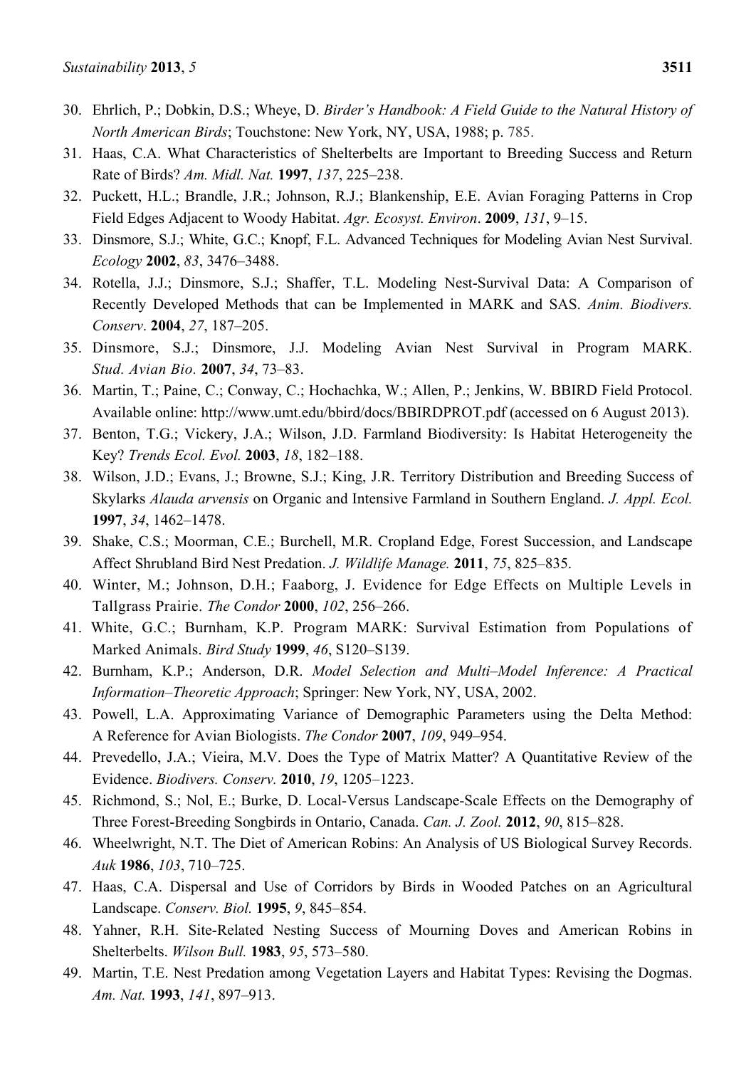30. Ehrlich, P.; Dobkin, D.S.; Wheye, D. *Birder's Handbook: A Field Guide to the Natural History of North American Birds*; Touchstone: New York, NY, USA, 1988; p. 785.
31. Haas, C.A. What Characteristics of Shelterbelts are Important to Breeding Success and Return Rate of Birds? *Am. Midl. Nat.* **1997**, *137*, 225–238.
32. Puckett, H.L.; Brandle, J.R.; Johnson, R.J.; Blankenship, E.E. Avian Foraging Patterns in Crop Field Edges Adjacent to Woody Habitat. *Agr. Ecosyst. Environ*. **2009**, *131*, 9–15.
33. Dinsmore, S.J.; White, G.C.; Knopf, F.L. Advanced Techniques for Modeling Avian Nest Survival. *Ecology* **2002**, *83*, 3476–3488.
34. Rotella, J.J.; Dinsmore, S.J.; Shaffer, T.L. Modeling Nest-Survival Data: A Comparison of Recently Developed Methods that can be Implemented in MARK and SAS. *Anim. Biodivers. Conserv*. **2004**, *27*, 187–205.
35. Dinsmore, S.J.; Dinsmore, J.J. Modeling Avian Nest Survival in Program MARK. *Stud. Avian Bio.* **2007**, *34*, 73–83.
36. Martin, T.; Paine, C.; Conway, C.; Hochachka, W.; Allen, P.; Jenkins, W. BBIRD Field Protocol. Available online: http://www.umt.edu/bbird/docs/BBIRDPROT.pdf (accessed on 6 August 2013).
37. Benton, T.G.; Vickery, J.A.; Wilson, J.D. Farmland Biodiversity: Is Habitat Heterogeneity the Key? *Trends Ecol. Evol.* **2003**, *18*, 182–188.
38. Wilson, J.D.; Evans, J.; Browne, S.J.; King, J.R. Territory Distribution and Breeding Success of Skylarks *Alauda arvensis* on Organic and Intensive Farmland in Southern England. *J. Appl. Ecol.* **1997**, *34*, 1462–1478.
39. Shake, C.S.; Moorman, C.E.; Burchell, M.R. Cropland Edge, Forest Succession, and Landscape Affect Shrubland Bird Nest Predation. *J. Wildlife Manage.* **2011**, *75*, 825–835.
40. Winter, M.; Johnson, D.H.; Faaborg, J. Evidence for Edge Effects on Multiple Levels in Tallgrass Prairie. *The Condor* **2000**, *102*, 256–266.
41. White, G.C.; Burnham, K.P. Program MARK: Survival Estimation from Populations of Marked Animals. *Bird Study* **1999**, *46*, S120–S139.
42. Burnham, K.P.; Anderson, D.R. *Model Selection and Multi–Model Inference: A Practical Information–Theoretic Approach*; Springer: New York, NY, USA, 2002.
43. Powell, L.A. Approximating Variance of Demographic Parameters using the Delta Method: A Reference for Avian Biologists. *The Condor* **2007**, *109*, 949–954.
44. Prevedello, J.A.; Vieira, M.V. Does the Type of Matrix Matter? A Quantitative Review of the Evidence. *Biodivers. Conserv.* **2010**, *19*, 1205–1223.
45. Richmond, S.; Nol, E.; Burke, D. Local-Versus Landscape-Scale Effects on the Demography of Three Forest-Breeding Songbirds in Ontario, Canada. *Can. J. Zool.* **2012**, *90*, 815–828.
46. Wheelwright, N.T. The Diet of American Robins: An Analysis of US Biological Survey Records. *Auk* **1986**, *103*, 710–725.
47. Haas, C.A. Dispersal and Use of Corridors by Birds in Wooded Patches on an Agricultural Landscape. *Conserv. Biol.* **1995**, *9*, 845–854.
48. Yahner, R.H. Site-Related Nesting Success of Mourning Doves and American Robins in Shelterbelts. *Wilson Bull.* **1983**, *95*, 573–580.
49. Martin, T.E. Nest Predation among Vegetation Layers and Habitat Types: Revising the Dogmas. *Am. Nat.* **1993**, *141*, 897–913.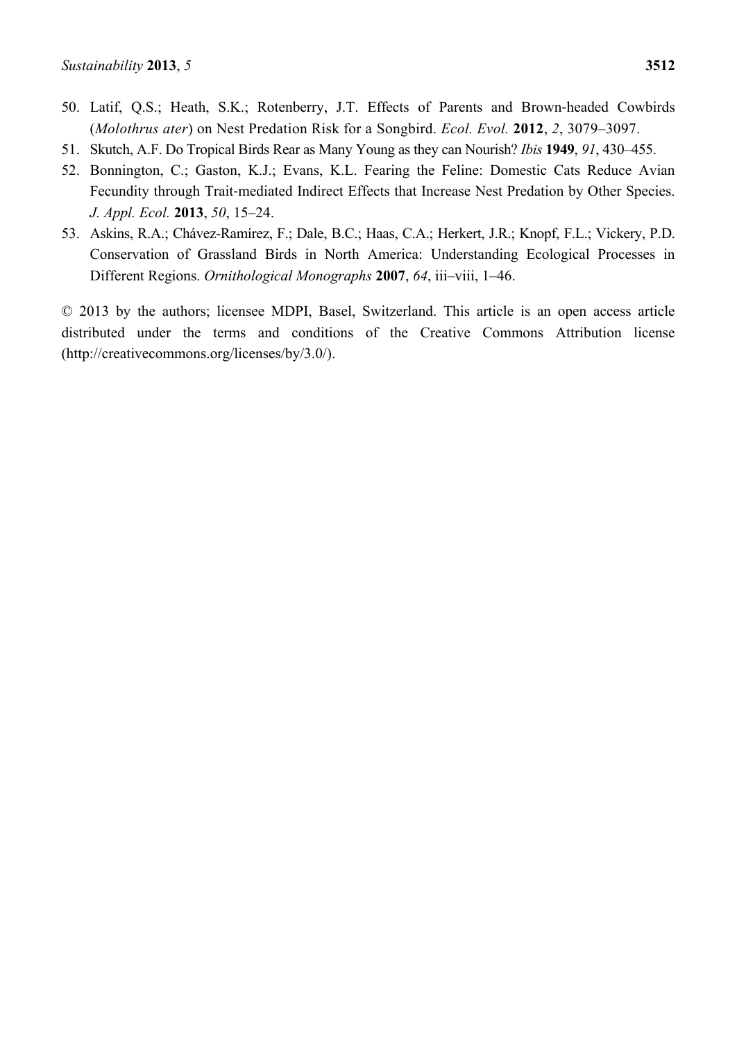50. Latif, Q.S.; Heath, S.K.; Rotenberry, J.T. Effects of Parents and Brown-headed Cowbirds (*Molothrus ater*) on Nest Predation Risk for a Songbird. *Ecol. Evol.* **2012**, *2*, 3079–3097.
51. Skutch, A.F. Do Tropical Birds Rear as Many Young as they can Nourish? *Ibis* **1949**, *91*, 430–455.
52. Bonnington, C.; Gaston, K.J.; Evans, K.L. Fearing the Feline: Domestic Cats Reduce Avian Fecundity through Trait-mediated Indirect Effects that Increase Nest Predation by Other Species. *J. Appl. Ecol.* **2013**, *50*, 15–24.
53. Askins, R.A.; Chávez-Ramírez, F.; Dale, B.C.; Haas, C.A.; Herkert, J.R.; Knopf, F.L.; Vickery, P.D. Conservation of Grassland Birds in North America: Understanding Ecological Processes in Different Regions. *Ornithological Monographs* **2007**, *64*, iii–viii, 1–46.

© 2013 by the authors; licensee MDPI, Basel, Switzerland. This article is an open access article distributed under the terms and conditions of the Creative Commons Attribution license (http://creativecommons.org/licenses/by/3.0/).